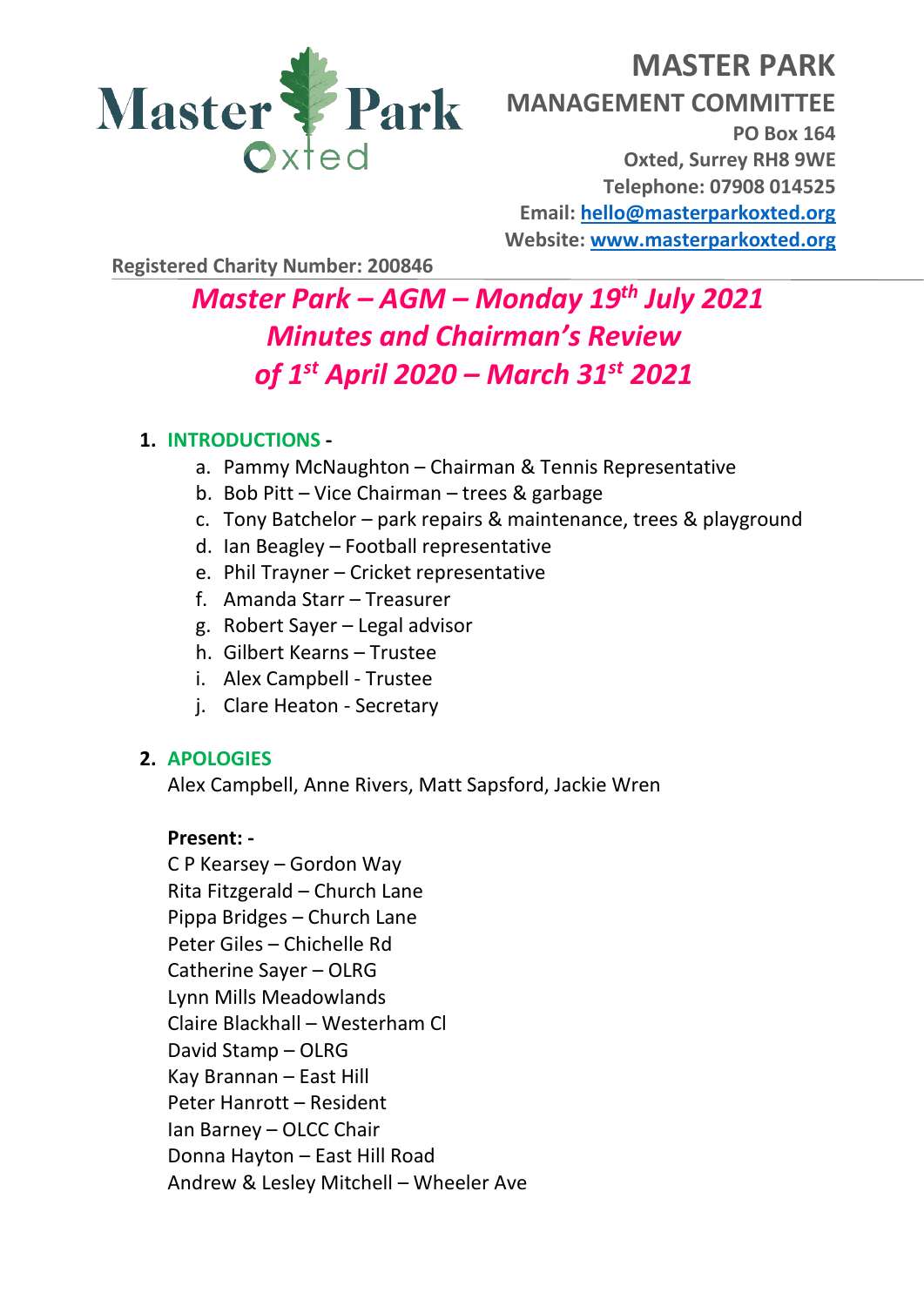# MASTER PARK

## MANAGEMENT COMMITTEE

**PO Box 164**
**Oxted, Surrey RH8 9WE**
**Telephone: 07908 014525**
**Email: hello@masterparkoxted.org**
**Website: www.masterparkoxted.org**

**Registered Charity Number: 200846**

# *Master Park – AGM – Monday 19th July 2021*
# *Minutes and Chairman's Review*
# *of 1st April 2020 – March 31st 2021*

1. **INTRODUCTIONS -**
   a. Pammy McNaughton – Chairman & Tennis Representative
   b. Bob Pitt – Vice Chairman – trees & garbage
   c. Tony Batchelor – park repairs & maintenance, trees & playground
   d. Ian Beagley – Football representative
   e. Phil Trayner – Cricket representative
   f. Amanda Starr – Treasurer
   g. Robert Sayer – Legal advisor
   h. Gilbert Kearns – Trustee
   i. Alex Campbell - Trustee
   j. Clare Heaton - Secretary

2. **APOLOGIES**
   Alex Campbell, Anne Rivers, Matt Sapsford, Jackie Wren

   **Present: -**
   C P Kearsey – Gordon Way
   Rita Fitzgerald – Church Lane
   Pippa Bridges – Church Lane
   Peter Giles – Chichelle Rd
   Catherine Sayer – OLRG
   Lynn Mills Meadowlands
   Claire Blackhall – Westerham Cl
   David Stamp – OLRG
   Kay Brannan – East Hill
   Peter Hanrott – Resident
   Ian Barney – OLCC Chair
   Donna Hayton – East Hill Road
   Andrew & Lesley Mitchell – Wheeler Ave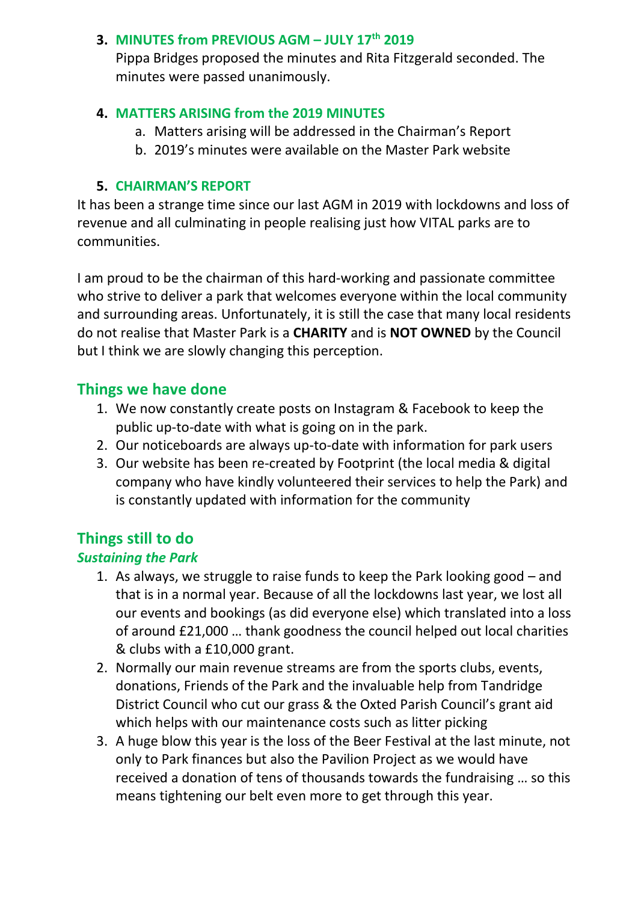3. **MINUTES from PREVIOUS AGM – JULY 17th 2019**
   Pippa Bridges proposed the minutes and Rita Fitzgerald seconded. The minutes were passed unanimously.

4. **MATTERS ARISING from the 2019 MINUTES**
   a. Matters arising will be addressed in the Chairman's Report
   b. 2019's minutes were available on the Master Park website

5. **CHAIRMAN'S REPORT**

It has been a strange time since our last AGM in 2019 with lockdowns and loss of revenue and all culminating in people realising just how VITAL parks are to communities.

I am proud to be the chairman of this hard-working and passionate committee who strive to deliver a park that welcomes everyone within the local community and surrounding areas. Unfortunately, it is still the case that many local residents do not realise that Master Park is a **CHARITY** and is **NOT OWNED** by the Council but I think we are slowly changing this perception.

## Things we have done

1. We now constantly create posts on Instagram & Facebook to keep the public up-to-date with what is going on in the park.
2. Our noticeboards are always up-to-date with information for park users
3. Our website has been re-created by Footprint (the local media & digital company who have kindly volunteered their services to help the Park) and is constantly updated with information for the community

## Things still to do

### *Sustaining the Park*

1. As always, we struggle to raise funds to keep the Park looking good – and that is in a normal year. Because of all the lockdowns last year, we lost all our events and bookings (as did everyone else) which translated into a loss of around £21,000 … thank goodness the council helped out local charities & clubs with a £10,000 grant.
2. Normally our main revenue streams are from the sports clubs, events, donations, Friends of the Park and the invaluable help from Tandridge District Council who cut our grass & the Oxted Parish Council's grant aid which helps with our maintenance costs such as litter picking
3. A huge blow this year is the loss of the Beer Festival at the last minute, not only to Park finances but also the Pavilion Project as we would have received a donation of tens of thousands towards the fundraising … so this means tightening our belt even more to get through this year.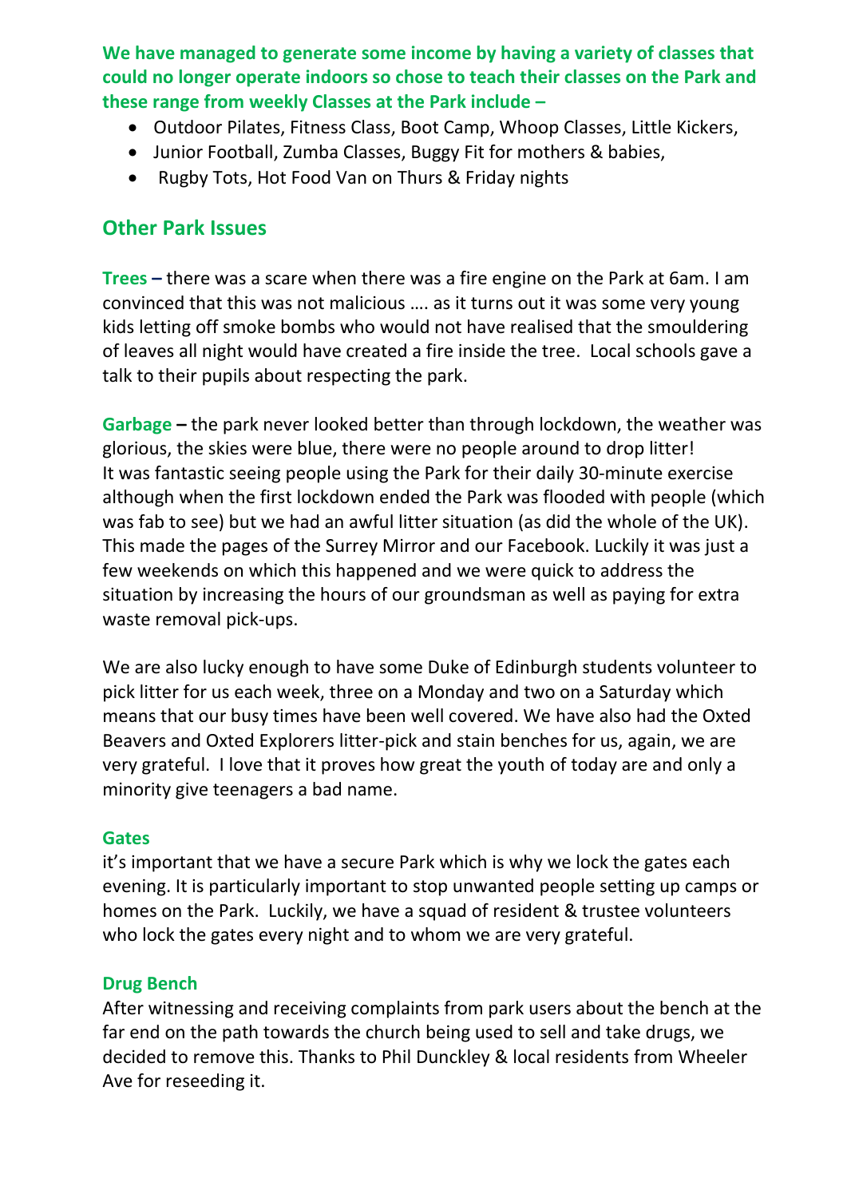**We have managed to generate some income by having a variety of classes that could no longer operate indoors so chose to teach their classes on the Park and these range from weekly Classes at the Park include –**

- Outdoor Pilates, Fitness Class, Boot Camp, Whoop Classes, Little Kickers,
- Junior Football, Zumba Classes, Buggy Fit for mothers & babies,
- Rugby Tots, Hot Food Van on Thurs & Friday nights

## Other Park Issues

**Trees –** there was a scare when there was a fire engine on the Park at 6am. I am convinced that this was not malicious …. as it turns out it was some very young kids letting off smoke bombs who would not have realised that the smouldering of leaves all night would have created a fire inside the tree. Local schools gave a talk to their pupils about respecting the park.

**Garbage –** the park never looked better than through lockdown, the weather was glorious, the skies were blue, there were no people around to drop litter! It was fantastic seeing people using the Park for their daily 30-minute exercise although when the first lockdown ended the Park was flooded with people (which was fab to see) but we had an awful litter situation (as did the whole of the UK). This made the pages of the Surrey Mirror and our Facebook. Luckily it was just a few weekends on which this happened and we were quick to address the situation by increasing the hours of our groundsman as well as paying for extra waste removal pick-ups.

We are also lucky enough to have some Duke of Edinburgh students volunteer to pick litter for us each week, three on a Monday and two on a Saturday which means that our busy times have been well covered. We have also had the Oxted Beavers and Oxted Explorers litter-pick and stain benches for us, again, we are very grateful. I love that it proves how great the youth of today are and only a minority give teenagers a bad name.

**Gates**

it's important that we have a secure Park which is why we lock the gates each evening. It is particularly important to stop unwanted people setting up camps or homes on the Park. Luckily, we have a squad of resident & trustee volunteers who lock the gates every night and to whom we are very grateful.

**Drug Bench**

After witnessing and receiving complaints from park users about the bench at the far end on the path towards the church being used to sell and take drugs, we decided to remove this. Thanks to Phil Dunckley & local residents from Wheeler Ave for reseeding it.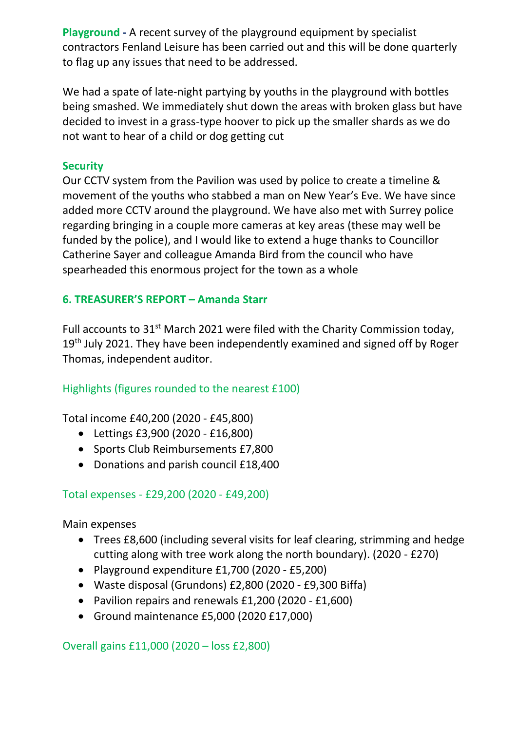**Playground** - A recent survey of the playground equipment by specialist contractors Fenland Leisure has been carried out and this will be done quarterly to flag up any issues that need to be addressed.

We had a spate of late-night partying by youths in the playground with bottles being smashed. We immediately shut down the areas with broken glass but have decided to invest in a grass-type hoover to pick up the smaller shards as we do not want to hear of a child or dog getting cut

**Security**

Our CCTV system from the Pavilion was used by police to create a timeline & movement of the youths who stabbed a man on New Year's Eve. We have since added more CCTV around the playground. We have also met with Surrey police regarding bringing in a couple more cameras at key areas (these may well be funded by the police), and I would like to extend a huge thanks to Councillor Catherine Sayer and colleague Amanda Bird from the council who have spearheaded this enormous project for the town as a whole

## 6. TREASURER'S REPORT – Amanda Starr

Full accounts to 31st March 2021 were filed with the Charity Commission today, 19th July 2021. They have been independently examined and signed off by Roger Thomas, independent auditor.

### Highlights (figures rounded to the nearest £100)

Total income £40,200 (2020 - £45,800)

- Lettings £3,900 (2020 - £16,800)
- Sports Club Reimbursements £7,800
- Donations and parish council £18,400

### Total expenses - £29,200 (2020 - £49,200)

Main expenses

- Trees £8,600 (including several visits for leaf clearing, strimming and hedge cutting along with tree work along the north boundary). (2020 - £270)
- Playground expenditure £1,700 (2020 - £5,200)
- Waste disposal (Grundons) £2,800 (2020 - £9,300 Biffa)
- Pavilion repairs and renewals £1,200 (2020 - £1,600)
- Ground maintenance £5,000 (2020 £17,000)

### Overall gains £11,000 (2020 – loss £2,800)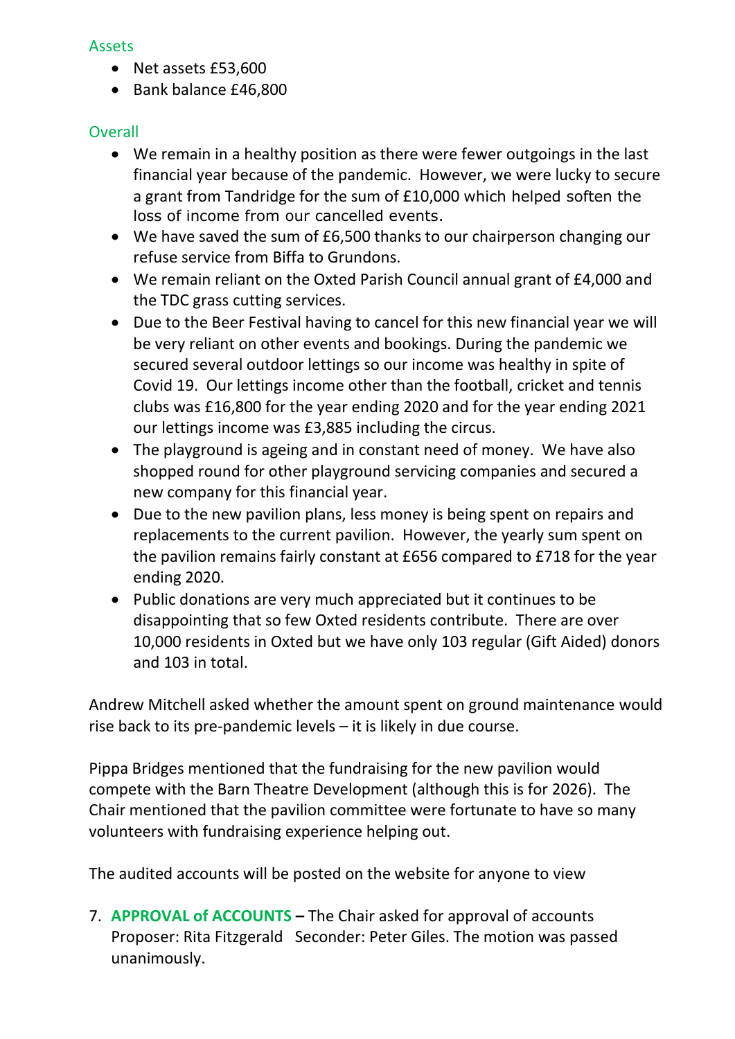### Assets

- Net assets £53,600
- Bank balance £46,800

### Overall

- We remain in a healthy position as there were fewer outgoings in the last financial year because of the pandemic. However, we were lucky to secure a grant from Tandridge for the sum of £10,000 which helped soften the loss of income from our cancelled events.
- We have saved the sum of £6,500 thanks to our chairperson changing our refuse service from Biffa to Grundons.
- We remain reliant on the Oxted Parish Council annual grant of £4,000 and the TDC grass cutting services.
- Due to the Beer Festival having to cancel for this new financial year we will be very reliant on other events and bookings. During the pandemic we secured several outdoor lettings so our income was healthy in spite of Covid 19. Our lettings income other than the football, cricket and tennis clubs was £16,800 for the year ending 2020 and for the year ending 2021 our lettings income was £3,885 including the circus.
- The playground is ageing and in constant need of money. We have also shopped round for other playground servicing companies and secured a new company for this financial year.
- Due to the new pavilion plans, less money is being spent on repairs and replacements to the current pavilion. However, the yearly sum spent on the pavilion remains fairly constant at £656 compared to £718 for the year ending 2020.
- Public donations are very much appreciated but it continues to be disappointing that so few Oxted residents contribute. There are over 10,000 residents in Oxted but we have only 103 regular (Gift Aided) donors and 103 in total.

Andrew Mitchell asked whether the amount spent on ground maintenance would rise back to its pre-pandemic levels – it is likely in due course.

Pippa Bridges mentioned that the fundraising for the new pavilion would compete with the Barn Theatre Development (although this is for 2026). The Chair mentioned that the pavilion committee were fortunate to have so many volunteers with fundraising experience helping out.

The audited accounts will be posted on the website for anyone to view

7. **APPROVAL of ACCOUNTS –** The Chair asked for approval of accounts Proposer: Rita Fitzgerald Seconder: Peter Giles. The motion was passed unanimously.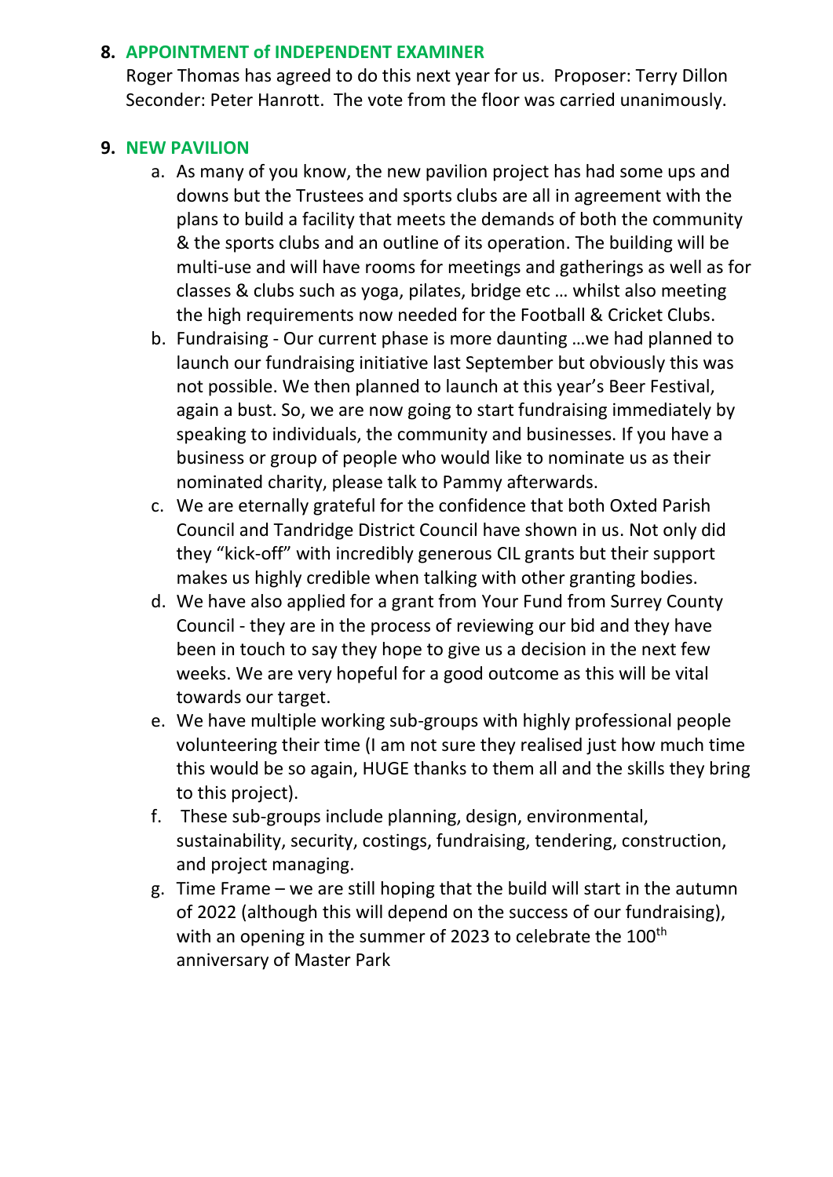## 8. APPOINTMENT of INDEPENDENT EXAMINER

Roger Thomas has agreed to do this next year for us. Proposer: Terry Dillon Seconder: Peter Hanrott. The vote from the floor was carried unanimously.

## 9. NEW PAVILION

a. As many of you know, the new pavilion project has had some ups and downs but the Trustees and sports clubs are all in agreement with the plans to build a facility that meets the demands of both the community & the sports clubs and an outline of its operation. The building will be multi-use and will have rooms for meetings and gatherings as well as for classes & clubs such as yoga, pilates, bridge etc … whilst also meeting the high requirements now needed for the Football & Cricket Clubs.

b. Fundraising - Our current phase is more daunting …we had planned to launch our fundraising initiative last September but obviously this was not possible. We then planned to launch at this year's Beer Festival, again a bust. So, we are now going to start fundraising immediately by speaking to individuals, the community and businesses. If you have a business or group of people who would like to nominate us as their nominated charity, please talk to Pammy afterwards.

c. We are eternally grateful for the confidence that both Oxted Parish Council and Tandridge District Council have shown in us. Not only did they "kick-off" with incredibly generous CIL grants but their support makes us highly credible when talking with other granting bodies.

d. We have also applied for a grant from Your Fund from Surrey County Council - they are in the process of reviewing our bid and they have been in touch to say they hope to give us a decision in the next few weeks. We are very hopeful for a good outcome as this will be vital towards our target.

e. We have multiple working sub-groups with highly professional people volunteering their time (I am not sure they realised just how much time this would be so again, HUGE thanks to them all and the skills they bring to this project).

f. These sub-groups include planning, design, environmental, sustainability, security, costings, fundraising, tendering, construction, and project managing.

g. Time Frame – we are still hoping that the build will start in the autumn of 2022 (although this will depend on the success of our fundraising), with an opening in the summer of 2023 to celebrate the 100th anniversary of Master Park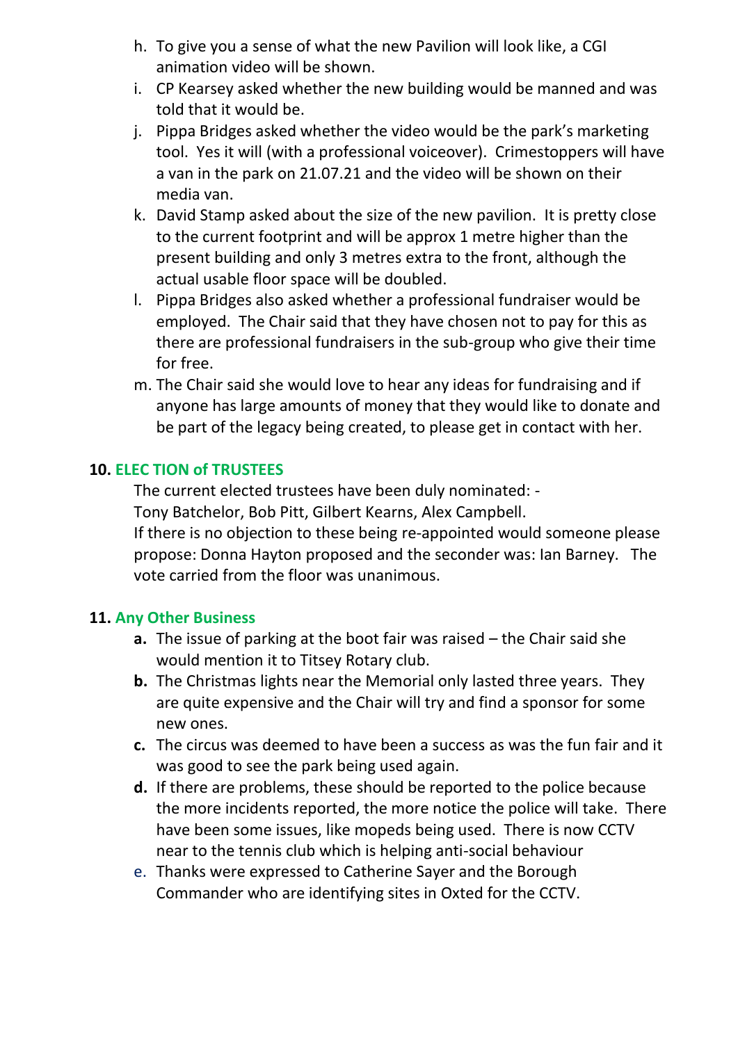h. To give you a sense of what the new Pavilion will look like, a CGI animation video will be shown.
i. CP Kearsey asked whether the new building would be manned and was told that it would be.
j. Pippa Bridges asked whether the video would be the park's marketing tool. Yes it will (with a professional voiceover). Crimestoppers will have a van in the park on 21.07.21 and the video will be shown on their media van.
k. David Stamp asked about the size of the new pavilion. It is pretty close to the current footprint and will be approx 1 metre higher than the present building and only 3 metres extra to the front, although the actual usable floor space will be doubled.
l. Pippa Bridges also asked whether a professional fundraiser would be employed. The Chair said that they have chosen not to pay for this as there are professional fundraisers in the sub-group who give their time for free.
m. The Chair said she would love to hear any ideas for fundraising and if anyone has large amounts of money that they would like to donate and be part of the legacy being created, to please get in contact with her.

**10. ELEC TION of TRUSTEES**

The current elected trustees have been duly nominated: -
Tony Batchelor, Bob Pitt, Gilbert Kearns, Alex Campbell.
If there is no objection to these being re-appointed would someone please propose: Donna Hayton proposed and the seconder was: Ian Barney. The vote carried from the floor was unanimous.

**11. Any Other Business**

**a.** The issue of parking at the boot fair was raised – the Chair said she would mention it to Titsey Rotary club.
**b.** The Christmas lights near the Memorial only lasted three years. They are quite expensive and the Chair will try and find a sponsor for some new ones.
**c.** The circus was deemed to have been a success as was the fun fair and it was good to see the park being used again.
**d.** If there are problems, these should be reported to the police because the more incidents reported, the more notice the police will take. There have been some issues, like mopeds being used. There is now CCTV near to the tennis club which is helping anti-social behaviour
e. Thanks were expressed to Catherine Sayer and the Borough Commander who are identifying sites in Oxted for the CCTV.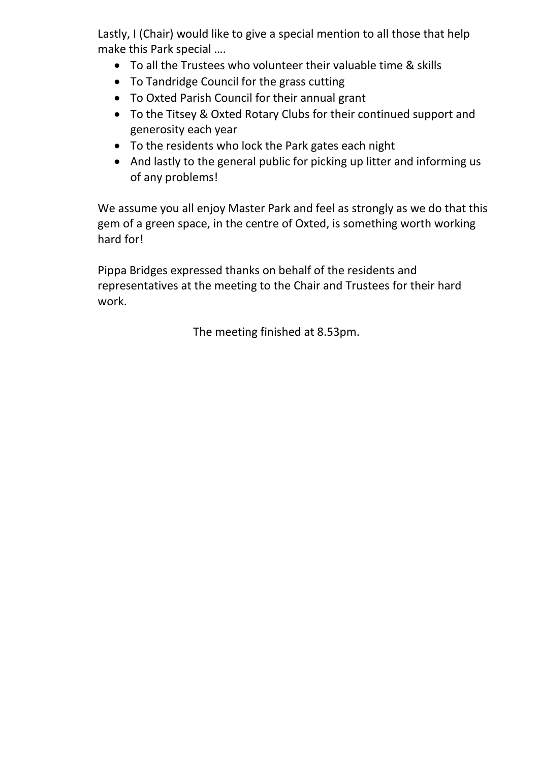Lastly, I (Chair) would like to give a special mention to all those that help make this Park special ….

- To all the Trustees who volunteer their valuable time & skills
- To Tandridge Council for the grass cutting
- To Oxted Parish Council for their annual grant
- To the Titsey & Oxted Rotary Clubs for their continued support and generosity each year
- To the residents who lock the Park gates each night
- And lastly to the general public for picking up litter and informing us of any problems!

We assume you all enjoy Master Park and feel as strongly as we do that this gem of a green space, in the centre of Oxted, is something worth working hard for!

Pippa Bridges expressed thanks on behalf of the residents and representatives at the meeting to the Chair and Trustees for their hard work.

The meeting finished at 8.53pm.